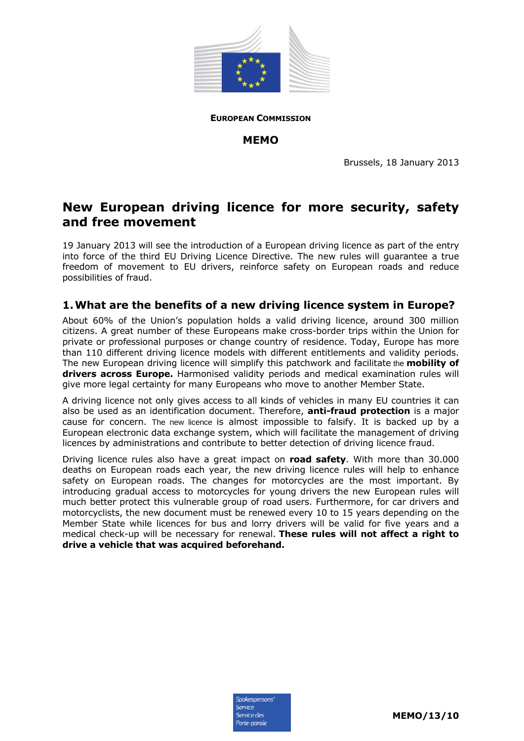**EUROPEAN COMMISSION**

**MEMO**

Brussels, 18 January 2013

# New European driving licence for more security, safety and free movement

19 January 2013 will see the introduction of a European driving licence as part of the entry into force of the third EU Driving Licence Directive. The new rules will guarantee a true freedom of movement to EU drivers, reinforce safety on European roads and reduce possibilities of fraud.

## 1. What are the benefits of a new driving licence system in Europe?

About 60% of the Union's population holds a valid driving licence, around 300 million citizens. A great number of these Europeans make cross-border trips within the Union for private or professional purposes or change country of residence. Today, Europe has more than 110 different driving licence models with different entitlements and validity periods. The new European driving licence will simplify this patchwork and facilitate the **mobility of drivers across Europe.** Harmonised validity periods and medical examination rules will give more legal certainty for many Europeans who move to another Member State.

A driving licence not only gives access to all kinds of vehicles in many EU countries it can also be used as an identification document. Therefore, **anti-fraud protection** is a major cause for concern. The new licence is almost impossible to falsify. It is backed up by a European electronic data exchange system, which will facilitate the management of driving licences by administrations and contribute to better detection of driving licence fraud.

Driving licence rules also have a great impact on **road safety**. With more than 30.000 deaths on European roads each year, the new driving licence rules will help to enhance safety on European roads. The changes for motorcycles are the most important. By introducing gradual access to motorcycles for young drivers the new European rules will much better protect this vulnerable group of road users. Furthermore, for car drivers and motorcyclists, the new document must be renewed every 10 to 15 years depending on the Member State while licences for bus and lorry drivers will be valid for five years and a medical check-up will be necessary for renewal. **These rules will not affect a right to drive a vehicle that was acquired beforehand.**

MEMO/13/10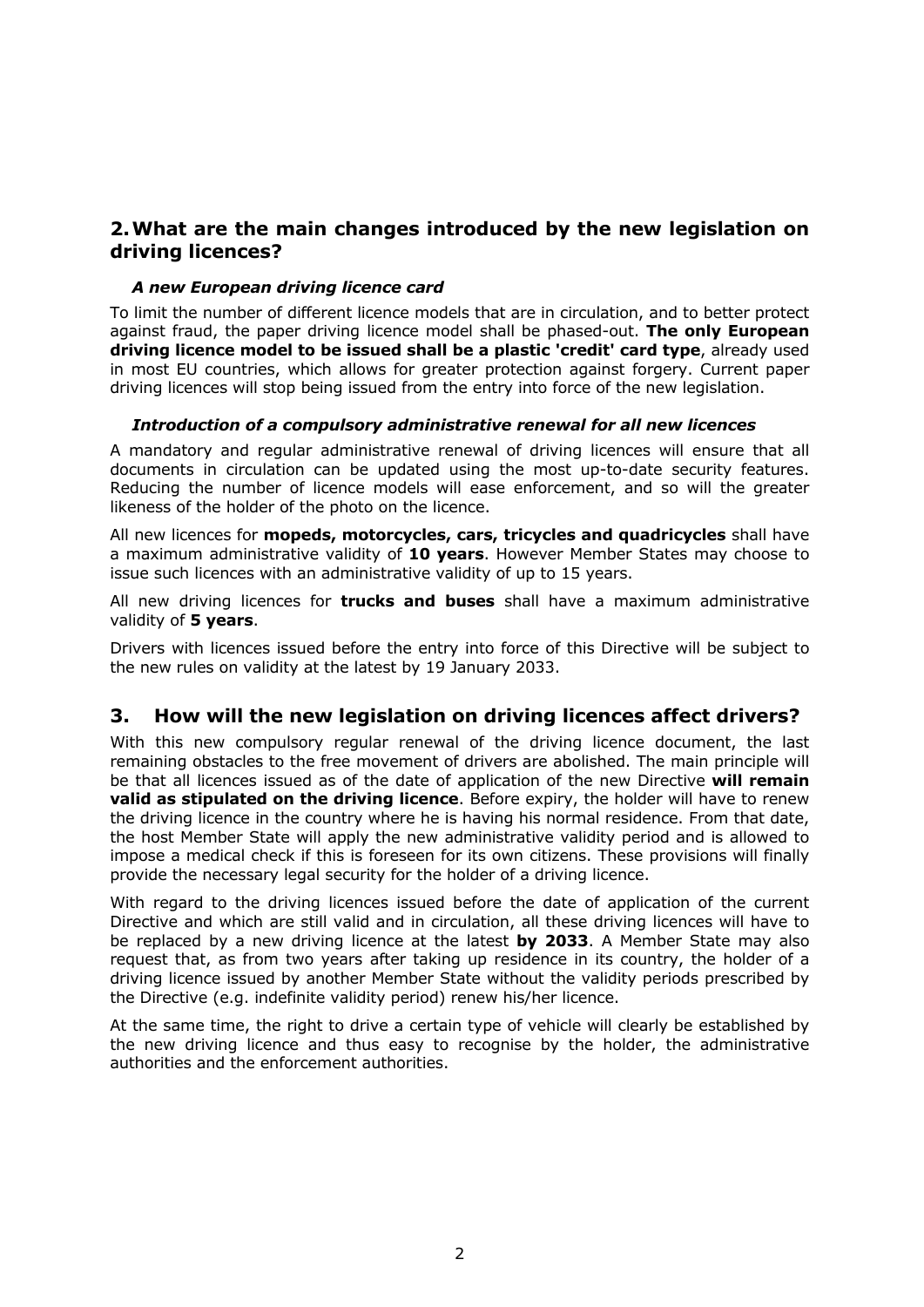## 2. What are the main changes introduced by the new legislation on driving licences?

### *A new European driving licence card*

To limit the number of different licence models that are in circulation, and to better protect against fraud, the paper driving licence model shall be phased-out. **The only European driving licence model to be issued shall be a plastic 'credit' card type**, already used in most EU countries, which allows for greater protection against forgery. Current paper driving licences will stop being issued from the entry into force of the new legislation.

### *Introduction of a compulsory administrative renewal for all new licences*

A mandatory and regular administrative renewal of driving licences will ensure that all documents in circulation can be updated using the most up-to-date security features. Reducing the number of licence models will ease enforcement, and so will the greater likeness of the holder of the photo on the licence.

All new licences for **mopeds, motorcycles, cars, tricycles and quadricycles** shall have a maximum administrative validity of **10 years**. However Member States may choose to issue such licences with an administrative validity of up to 15 years.

All new driving licences for **trucks and buses** shall have a maximum administrative validity of **5 years**.

Drivers with licences issued before the entry into force of this Directive will be subject to the new rules on validity at the latest by 19 January 2033.

## 3. How will the new legislation on driving licences affect drivers?

With this new compulsory regular renewal of the driving licence document, the last remaining obstacles to the free movement of drivers are abolished. The main principle will be that all licences issued as of the date of application of the new Directive **will remain valid as stipulated on the driving licence**. Before expiry, the holder will have to renew the driving licence in the country where he is having his normal residence. From that date, the host Member State will apply the new administrative validity period and is allowed to impose a medical check if this is foreseen for its own citizens. These provisions will finally provide the necessary legal security for the holder of a driving licence.

With regard to the driving licences issued before the date of application of the current Directive and which are still valid and in circulation, all these driving licences will have to be replaced by a new driving licence at the latest **by 2033**. A Member State may also request that, as from two years after taking up residence in its country, the holder of a driving licence issued by another Member State without the validity periods prescribed by the Directive (e.g. indefinite validity period) renew his/her licence.

At the same time, the right to drive a certain type of vehicle will clearly be established by the new driving licence and thus easy to recognise by the holder, the administrative authorities and the enforcement authorities.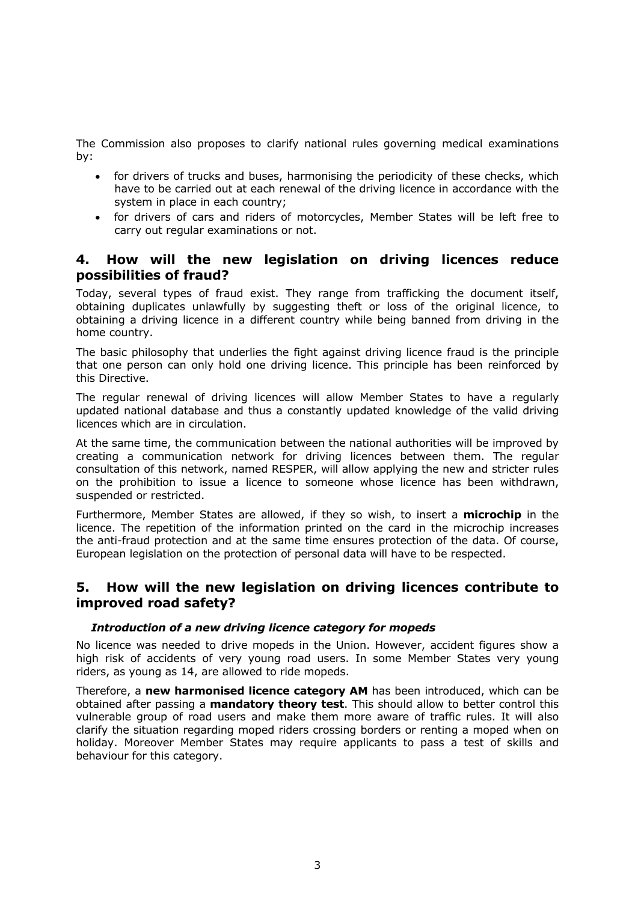The Commission also proposes to clarify national rules governing medical examinations by:

- for drivers of trucks and buses, harmonising the periodicity of these checks, which have to be carried out at each renewal of the driving licence in accordance with the system in place in each country;
- for drivers of cars and riders of motorcycles, Member States will be left free to carry out regular examinations or not.

## 4. How will the new legislation on driving licences reduce possibilities of fraud?

Today, several types of fraud exist. They range from trafficking the document itself, obtaining duplicates unlawfully by suggesting theft or loss of the original licence, to obtaining a driving licence in a different country while being banned from driving in the home country.

The basic philosophy that underlies the fight against driving licence fraud is the principle that one person can only hold one driving licence. This principle has been reinforced by this Directive.

The regular renewal of driving licences will allow Member States to have a regularly updated national database and thus a constantly updated knowledge of the valid driving licences which are in circulation.

At the same time, the communication between the national authorities will be improved by creating a communication network for driving licences between them. The regular consultation of this network, named RESPER, will allow applying the new and stricter rules on the prohibition to issue a licence to someone whose licence has been withdrawn, suspended or restricted.

Furthermore, Member States are allowed, if they so wish, to insert a **microchip** in the licence. The repetition of the information printed on the card in the microchip increases the anti-fraud protection and at the same time ensures protection of the data. Of course, European legislation on the protection of personal data will have to be respected.

## 5. How will the new legislation on driving licences contribute to improved road safety?

### *Introduction of a new driving licence category for mopeds*

No licence was needed to drive mopeds in the Union. However, accident figures show a high risk of accidents of very young road users. In some Member States very young riders, as young as 14, are allowed to ride mopeds.

Therefore, a **new harmonised licence category AM** has been introduced, which can be obtained after passing a **mandatory theory test**. This should allow to better control this vulnerable group of road users and make them more aware of traffic rules. It will also clarify the situation regarding moped riders crossing borders or renting a moped when on holiday. Moreover Member States may require applicants to pass a test of skills and behaviour for this category.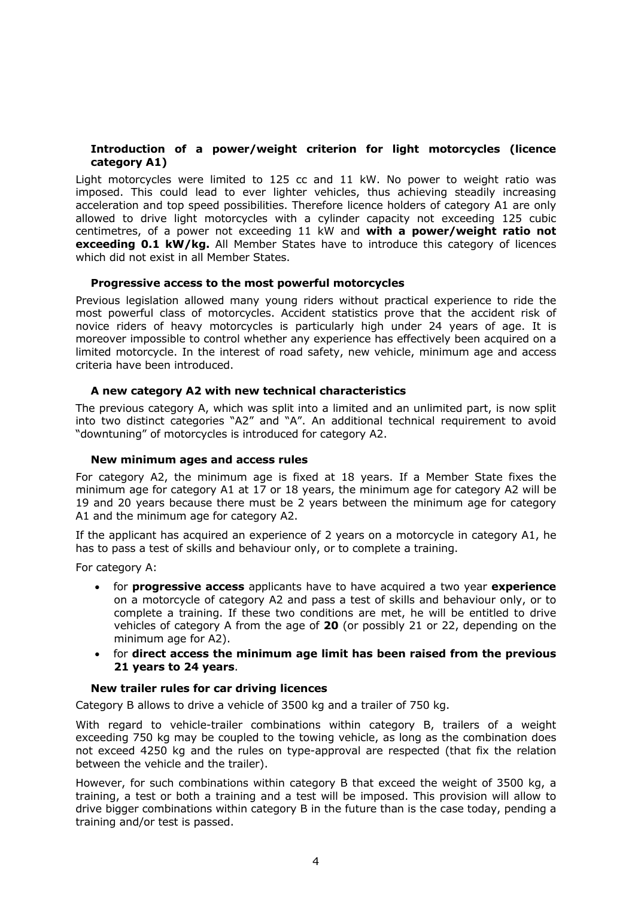### Introduction of a power/weight criterion for light motorcycles (licence category A1)

Light motorcycles were limited to 125 cc and 11 kW. No power to weight ratio was imposed. This could lead to ever lighter vehicles, thus achieving steadily increasing acceleration and top speed possibilities. Therefore licence holders of category A1 are only allowed to drive light motorcycles with a cylinder capacity not exceeding 125 cubic centimetres, of a power not exceeding 11 kW and **with a power/weight ratio not exceeding 0.1 kW/kg.** All Member States have to introduce this category of licences which did not exist in all Member States.

### Progressive access to the most powerful motorcycles

Previous legislation allowed many young riders without practical experience to ride the most powerful class of motorcycles. Accident statistics prove that the accident risk of novice riders of heavy motorcycles is particularly high under 24 years of age. It is moreover impossible to control whether any experience has effectively been acquired on a limited motorcycle. In the interest of road safety, new vehicle, minimum age and access criteria have been introduced.

### A new category A2 with new technical characteristics

The previous category A, which was split into a limited and an unlimited part, is now split into two distinct categories "A2" and "A". An additional technical requirement to avoid "downtuning" of motorcycles is introduced for category A2.

### New minimum ages and access rules

For category A2, the minimum age is fixed at 18 years. If a Member State fixes the minimum age for category A1 at 17 or 18 years, the minimum age for category A2 will be 19 and 20 years because there must be 2 years between the minimum age for category A1 and the minimum age for category A2.

If the applicant has acquired an experience of 2 years on a motorcycle in category A1, he has to pass a test of skills and behaviour only, or to complete a training.

For category A:

- for **progressive access** applicants have to have acquired a two year **experience** on a motorcycle of category A2 and pass a test of skills and behaviour only, or to complete a training. If these two conditions are met, he will be entitled to drive vehicles of category A from the age of **20** (or possibly 21 or 22, depending on the minimum age for A2).
- for **direct access the minimum age limit has been raised from the previous 21 years to 24 years**.

### New trailer rules for car driving licences

Category B allows to drive a vehicle of 3500 kg and a trailer of 750 kg.

With regard to vehicle-trailer combinations within category B, trailers of a weight exceeding 750 kg may be coupled to the towing vehicle, as long as the combination does not exceed 4250 kg and the rules on type-approval are respected (that fix the relation between the vehicle and the trailer).

However, for such combinations within category B that exceed the weight of 3500 kg, a training, a test or both a training and a test will be imposed. This provision will allow to drive bigger combinations within category B in the future than is the case today, pending a training and/or test is passed.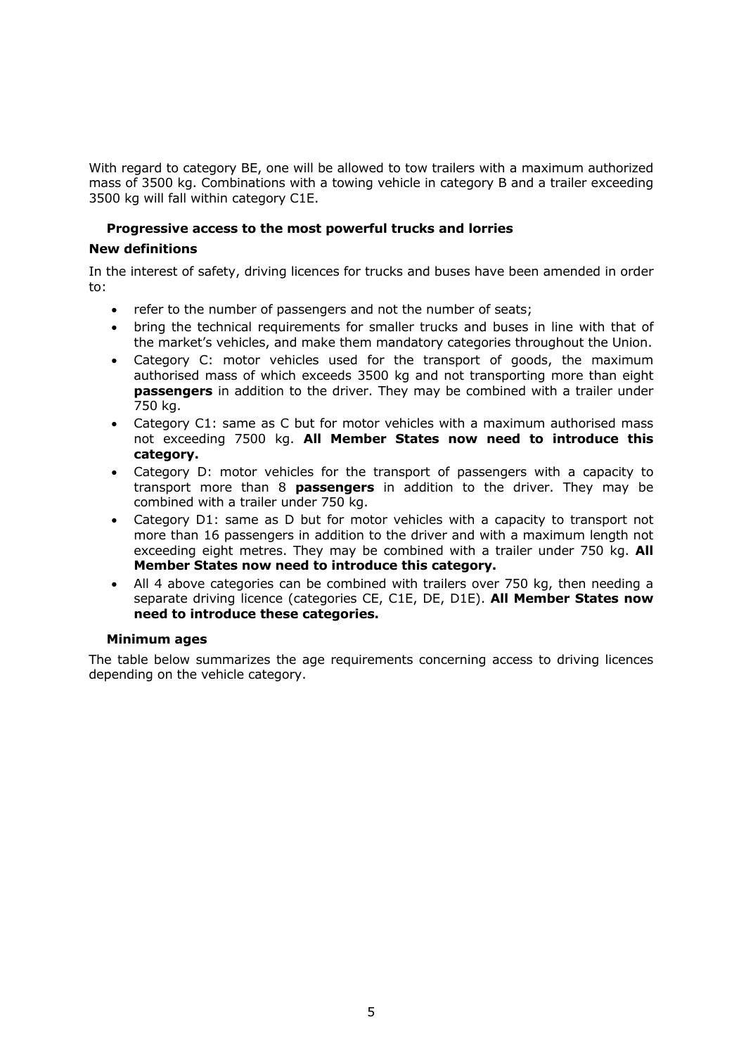With regard to category BE, one will be allowed to tow trailers with a maximum authorized mass of 3500 kg. Combinations with a towing vehicle in category B and a trailer exceeding 3500 kg will fall within category C1E.

### Progressive access to the most powerful trucks and lorries

#### New definitions

In the interest of safety, driving licences for trucks and buses have been amended in order to:

- refer to the number of passengers and not the number of seats;
- bring the technical requirements for smaller trucks and buses in line with that of the market's vehicles, and make them mandatory categories throughout the Union.
- Category C: motor vehicles used for the transport of goods, the maximum authorised mass of which exceeds 3500 kg and not transporting more than eight **passengers** in addition to the driver. They may be combined with a trailer under 750 kg.
- Category C1: same as C but for motor vehicles with a maximum authorised mass not exceeding 7500 kg. **All Member States now need to introduce this category.**
- Category D: motor vehicles for the transport of passengers with a capacity to transport more than 8 **passengers** in addition to the driver. They may be combined with a trailer under 750 kg.
- Category D1: same as D but for motor vehicles with a capacity to transport not more than 16 passengers in addition to the driver and with a maximum length not exceeding eight metres. They may be combined with a trailer under 750 kg. **All Member States now need to introduce this category.**
- All 4 above categories can be combined with trailers over 750 kg, then needing a separate driving licence (categories CE, C1E, DE, D1E). **All Member States now need to introduce these categories.**

### Minimum ages

The table below summarizes the age requirements concerning access to driving licences depending on the vehicle category.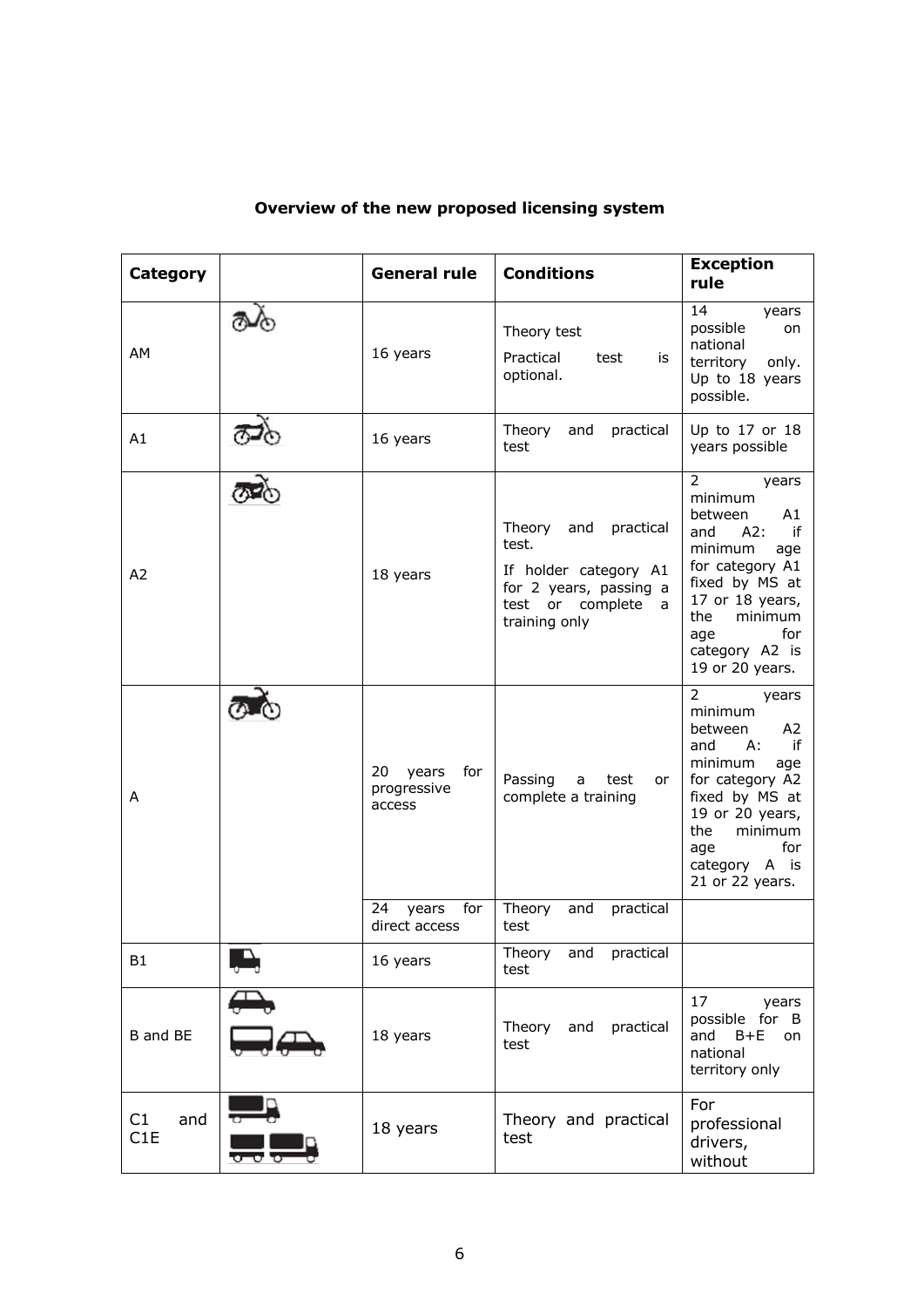**Overview of the new proposed licensing system**

| Category | | General rule | Conditions | Exception rule |
|---|---|---|---|---|
| AM | | 16 years | Theory test<br>Practical test is optional. | 14 years possible on national territory only. Up to 18 years possible. |
| A1 | | 16 years | Theory and practical test | Up to 17 or 18 years possible |
| A2 | | 18 years | Theory and practical test.<br>If holder category A1 for 2 years, passing a test or complete a training only | 2 years minimum between A1 and A2: if minimum age for category A1 fixed by MS at 17 or 18 years, the minimum age for category A2 is 19 or 20 years. |
| A | | 20 years for progressive access | Passing a test or complete a training | 2 years minimum between A2 and A: if minimum age for category A2 fixed by MS at 19 or 20 years, the minimum age for category A is 21 or 22 years. |
| | | 24 years for direct access | Theory and practical test | |
| B1 | | 16 years | Theory and practical test | |
| B and BE | | 18 years | Theory and practical test | 17 years possible for B and B+E on national territory only |
| C1 and C1E | | 18 years | Theory and practical test | For professional drivers, without |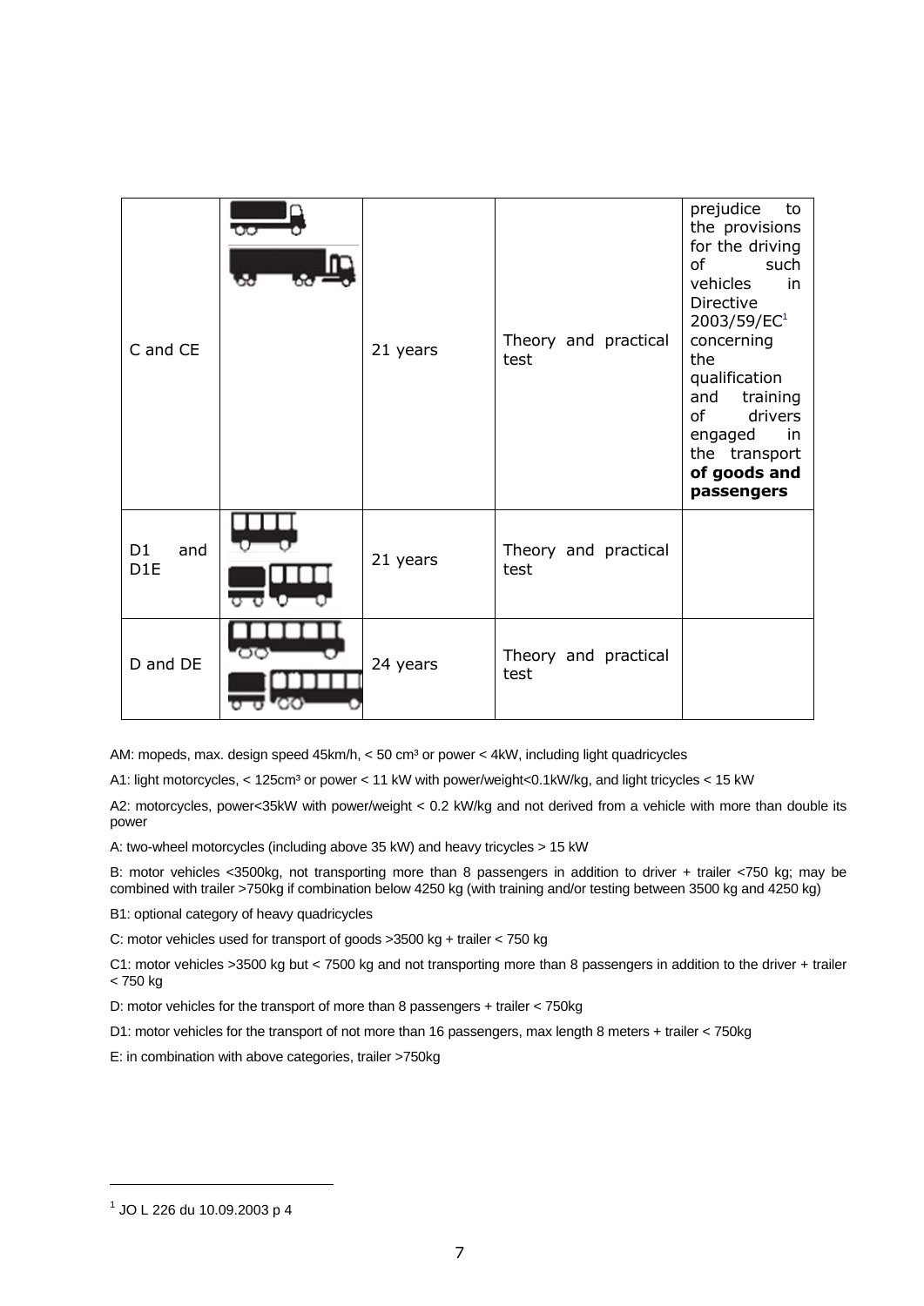| | | | | |
|---|---|---|---|---|
| C and CE | | 21 years | Theory and practical test | prejudice to the provisions for the driving of such vehicles in Directive 2003/59/EC[1] concerning the qualification and training of drivers engaged in the transport **of goods and passengers** |
| D1 and D1E | | 21 years | Theory and practical test | |
| D and DE | | 24 years | Theory and practical test | |

AM: mopeds, max. design speed 45km/h, < 50 cm³ or power < 4kW, including light quadricycles

A1: light motorcycles, < 125cm³ or power < 11 kW with power/weight<0.1kW/kg, and light tricycles < 15 kW

A2: motorcycles, power<35kW with power/weight < 0.2 kW/kg and not derived from a vehicle with more than double its power

A: two-wheel motorcycles (including above 35 kW) and heavy tricycles > 15 kW

B: motor vehicles <3500kg, not transporting more than 8 passengers in addition to driver + trailer <750 kg; may be combined with trailer >750kg if combination below 4250 kg (with training and/or testing between 3500 kg and 4250 kg)

B1: optional category of heavy quadricycles

C: motor vehicles used for transport of goods >3500 kg + trailer < 750 kg

C1: motor vehicles >3500 kg but < 7500 kg and not transporting more than 8 passengers in addition to the driver + trailer < 750 kg

D: motor vehicles for the transport of more than 8 passengers + trailer < 750kg

D1: motor vehicles for the transport of not more than 16 passengers, max length 8 meters + trailer < 750kg

E: in combination with above categories, trailer >750kg

[1] JO L 226 du 10.09.2003 p 4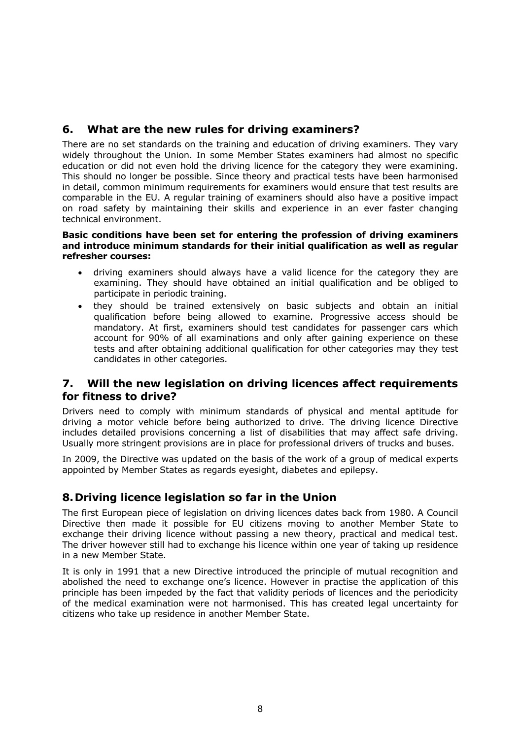## 6. What are the new rules for driving examiners?

There are no set standards on the training and education of driving examiners. They vary widely throughout the Union. In some Member States examiners had almost no specific education or did not even hold the driving licence for the category they were examining. This should no longer be possible. Since theory and practical tests have been harmonised in detail, common minimum requirements for examiners would ensure that test results are comparable in the EU. A regular training of examiners should also have a positive impact on road safety by maintaining their skills and experience in an ever faster changing technical environment.

**Basic conditions have been set for entering the profession of driving examiners and introduce minimum standards for their initial qualification as well as regular refresher courses:**

- driving examiners should always have a valid licence for the category they are examining. They should have obtained an initial qualification and be obliged to participate in periodic training.
- they should be trained extensively on basic subjects and obtain an initial qualification before being allowed to examine. Progressive access should be mandatory. At first, examiners should test candidates for passenger cars which account for 90% of all examinations and only after gaining experience on these tests and after obtaining additional qualification for other categories may they test candidates in other categories.

## 7. Will the new legislation on driving licences affect requirements for fitness to drive?

Drivers need to comply with minimum standards of physical and mental aptitude for driving a motor vehicle before being authorized to drive. The driving licence Directive includes detailed provisions concerning a list of disabilities that may affect safe driving. Usually more stringent provisions are in place for professional drivers of trucks and buses.

In 2009, the Directive was updated on the basis of the work of a group of medical experts appointed by Member States as regards eyesight, diabetes and epilepsy.

## 8. Driving licence legislation so far in the Union

The first European piece of legislation on driving licences dates back from 1980. A Council Directive then made it possible for EU citizens moving to another Member State to exchange their driving licence without passing a new theory, practical and medical test. The driver however still had to exchange his licence within one year of taking up residence in a new Member State.

It is only in 1991 that a new Directive introduced the principle of mutual recognition and abolished the need to exchange one's licence. However in practise the application of this principle has been impeded by the fact that validity periods of licences and the periodicity of the medical examination were not harmonised. This has created legal uncertainty for citizens who take up residence in another Member State.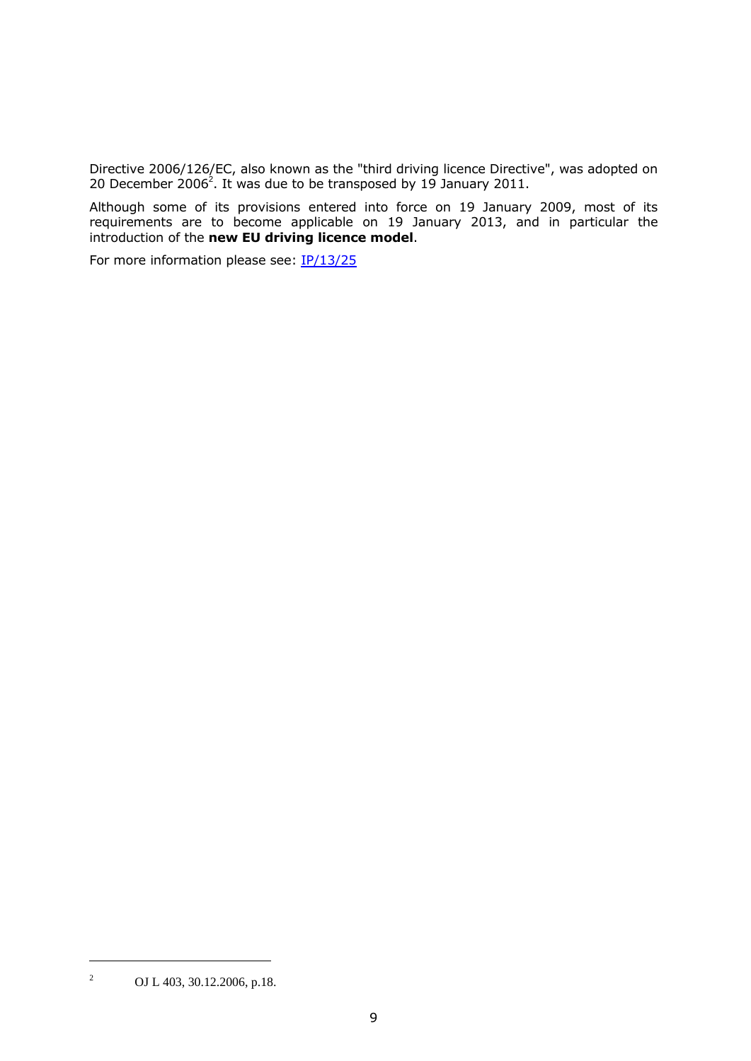Directive 2006/126/EC, also known as the "third driving licence Directive", was adopted on 20 December 2006[2]. It was due to be transposed by 19 January 2011.

Although some of its provisions entered into force on 19 January 2009, most of its requirements are to become applicable on 19 January 2013, and in particular the introduction of the **new EU driving licence model**.

For more information please see: [IP/13/25](IP/13/25)

---

[2] OJ L 403, 30.12.2006, p.18.